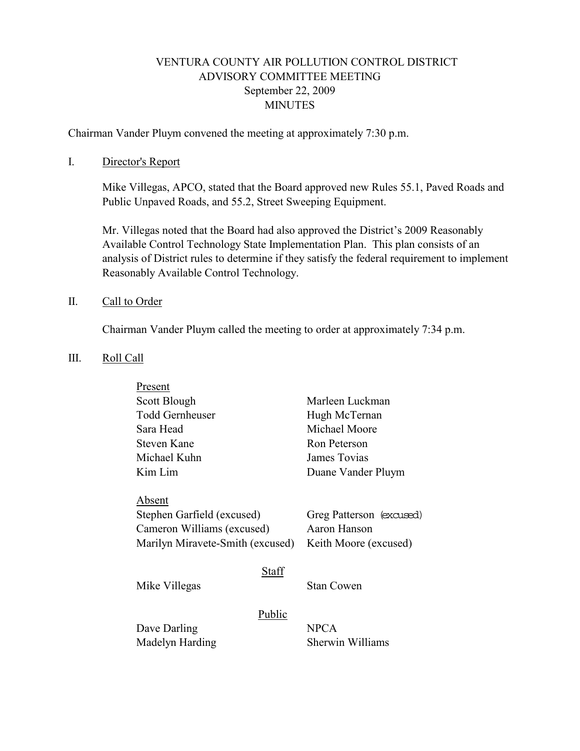# VENTURA COUNTY AIR POLLUTION CONTROL DISTRICT
## ADVISORY COMMITTEE MEETING
### September 22, 2009
### MINUTES

Chairman Vander Pluym convened the meeting at approximately 7:30 p.m.

I. Director's Report

Mike Villegas, APCO, stated that the Board approved new Rules 55.1, Paved Roads and Public Unpaved Roads, and 55.2, Street Sweeping Equipment.

Mr. Villegas noted that the Board had also approved the District's 2009 Reasonably Available Control Technology State Implementation Plan. This plan consists of an analysis of District rules to determine if they satisfy the federal requirement to implement Reasonably Available Control Technology.

II. Call to Order

Chairman Vander Pluym called the meeting to order at approximately 7:34 p.m.

III. Roll Call

Present

| | |
|---|---|
| Scott Blough | Marleen Luckman |
| Todd Gernheuser | Hugh McTernan |
| Sara Head | Michael Moore |
| Steven Kane | Ron Peterson |
| Michael Kuhn | James Tovias |
| Kim Lim | Duane Vander Pluym |

Absent

| | |
|---|---|
| Stephen Garfield (excused) | Greg Patterson (excused) |
| Cameron Williams (excused) | Aaron Hanson |
| Marilyn Miravete-Smith (excused) | Keith Moore (excused) |

Staff

| | |
|---|---|
| Mike Villegas | Stan Cowen |

Public

| | |
|---|---|
| Dave Darling | NPCA |
| Madelyn Harding | Sherwin Williams |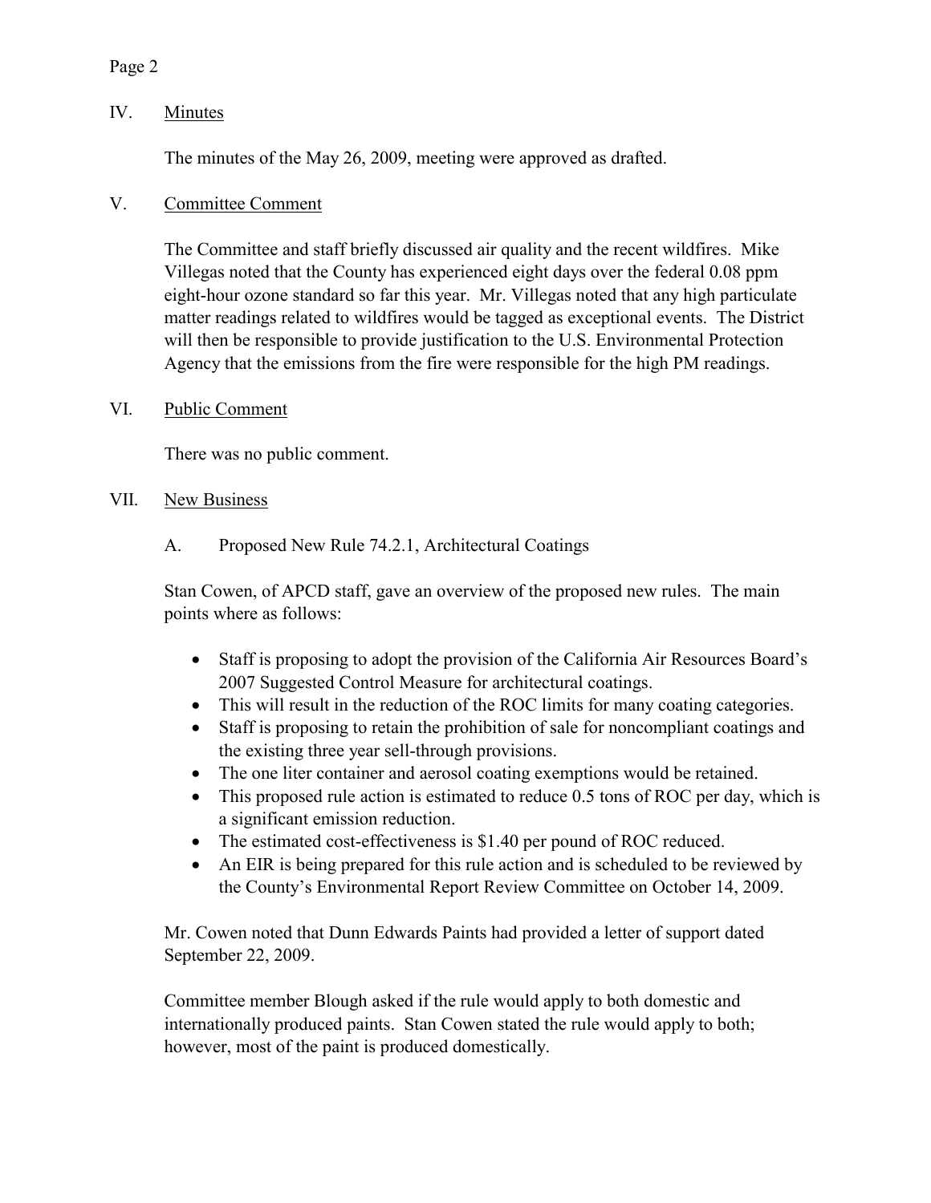## IV. Minutes

The minutes of the May 26, 2009, meeting were approved as drafted.

## V. Committee Comment

The Committee and staff briefly discussed air quality and the recent wildfires. Mike Villegas noted that the County has experienced eight days over the federal 0.08 ppm eight-hour ozone standard so far this year. Mr. Villegas noted that any high particulate matter readings related to wildfires would be tagged as exceptional events. The District will then be responsible to provide justification to the U.S. Environmental Protection Agency that the emissions from the fire were responsible for the high PM readings.

## VI. Public Comment

There was no public comment.

## VII. New Business

### A. Proposed New Rule 74.2.1, Architectural Coatings

Stan Cowen, of APCD staff, gave an overview of the proposed new rules. The main points where as follows:

- Staff is proposing to adopt the provision of the California Air Resources Board's 2007 Suggested Control Measure for architectural coatings.
- This will result in the reduction of the ROC limits for many coating categories.
- Staff is proposing to retain the prohibition of sale for noncompliant coatings and the existing three year sell-through provisions.
- The one liter container and aerosol coating exemptions would be retained.
- This proposed rule action is estimated to reduce 0.5 tons of ROC per day, which is a significant emission reduction.
- The estimated cost-effectiveness is $1.40 per pound of ROC reduced.
- An EIR is being prepared for this rule action and is scheduled to be reviewed by the County's Environmental Report Review Committee on October 14, 2009.

Mr. Cowen noted that Dunn Edwards Paints had provided a letter of support dated September 22, 2009.

Committee member Blough asked if the rule would apply to both domestic and internationally produced paints. Stan Cowen stated the rule would apply to both; however, most of the paint is produced domestically.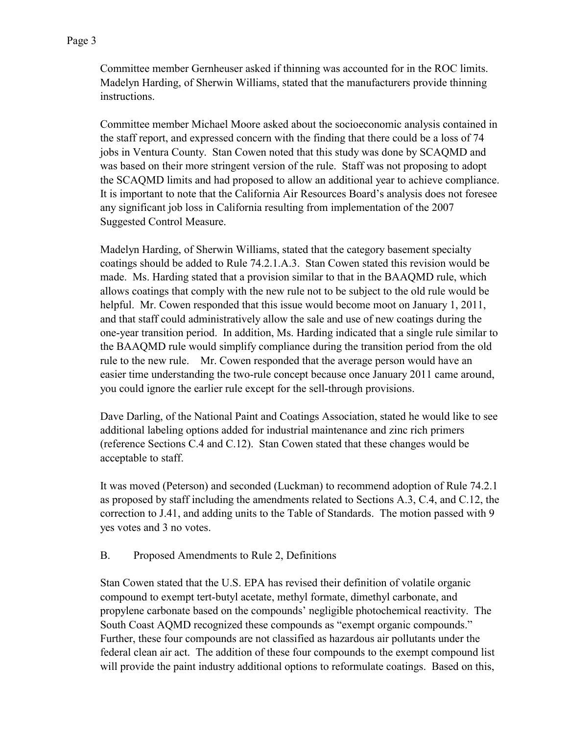Committee member Gernheuser asked if thinning was accounted for in the ROC limits. Madelyn Harding, of Sherwin Williams, stated that the manufacturers provide thinning instructions.

Committee member Michael Moore asked about the socioeconomic analysis contained in the staff report, and expressed concern with the finding that there could be a loss of 74 jobs in Ventura County. Stan Cowen noted that this study was done by SCAQMD and was based on their more stringent version of the rule. Staff was not proposing to adopt the SCAQMD limits and had proposed to allow an additional year to achieve compliance. It is important to note that the California Air Resources Board's analysis does not foresee any significant job loss in California resulting from implementation of the 2007 Suggested Control Measure.

Madelyn Harding, of Sherwin Williams, stated that the category basement specialty coatings should be added to Rule 74.2.1.A.3. Stan Cowen stated this revision would be made. Ms. Harding stated that a provision similar to that in the BAAQMD rule, which allows coatings that comply with the new rule not to be subject to the old rule would be helpful. Mr. Cowen responded that this issue would become moot on January 1, 2011, and that staff could administratively allow the sale and use of new coatings during the one-year transition period. In addition, Ms. Harding indicated that a single rule similar to the BAAQMD rule would simplify compliance during the transition period from the old rule to the new rule. Mr. Cowen responded that the average person would have an easier time understanding the two-rule concept because once January 2011 came around, you could ignore the earlier rule except for the sell-through provisions.

Dave Darling, of the National Paint and Coatings Association, stated he would like to see additional labeling options added for industrial maintenance and zinc rich primers (reference Sections C.4 and C.12). Stan Cowen stated that these changes would be acceptable to staff.

It was moved (Peterson) and seconded (Luckman) to recommend adoption of Rule 74.2.1 as proposed by staff including the amendments related to Sections A.3, C.4, and C.12, the correction to J.41, and adding units to the Table of Standards. The motion passed with 9 yes votes and 3 no votes.

B. Proposed Amendments to Rule 2, Definitions

Stan Cowen stated that the U.S. EPA has revised their definition of volatile organic compound to exempt tert-butyl acetate, methyl formate, dimethyl carbonate, and propylene carbonate based on the compounds' negligible photochemical reactivity. The South Coast AQMD recognized these compounds as "exempt organic compounds." Further, these four compounds are not classified as hazardous air pollutants under the federal clean air act. The addition of these four compounds to the exempt compound list will provide the paint industry additional options to reformulate coatings. Based on this,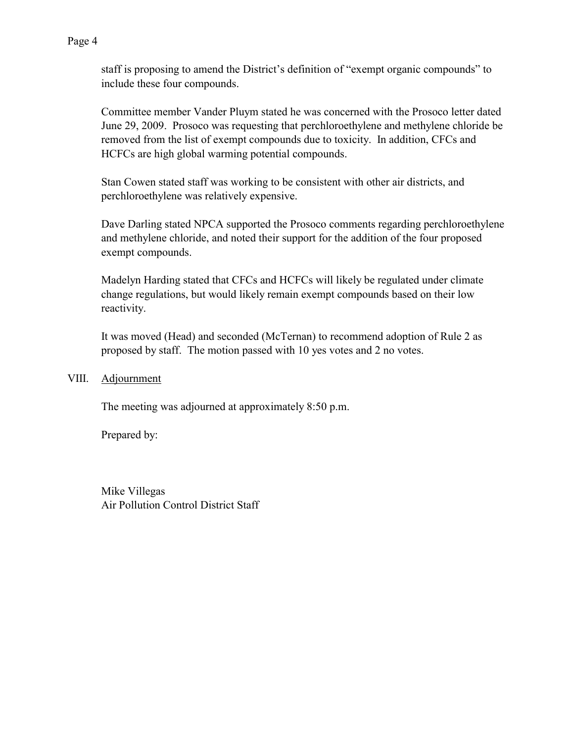staff is proposing to amend the District's definition of "exempt organic compounds" to include these four compounds.

Committee member Vander Pluym stated he was concerned with the Prosoco letter dated June 29, 2009. Prosoco was requesting that perchloroethylene and methylene chloride be removed from the list of exempt compounds due to toxicity. In addition, CFCs and HCFCs are high global warming potential compounds.

Stan Cowen stated staff was working to be consistent with other air districts, and perchloroethylene was relatively expensive.

Dave Darling stated NPCA supported the Prosoco comments regarding perchloroethylene and methylene chloride, and noted their support for the addition of the four proposed exempt compounds.

Madelyn Harding stated that CFCs and HCFCs will likely be regulated under climate change regulations, but would likely remain exempt compounds based on their low reactivity.

It was moved (Head) and seconded (McTernan) to recommend adoption of Rule 2 as proposed by staff. The motion passed with 10 yes votes and 2 no votes.

## VIII. Adjournment

The meeting was adjourned at approximately 8:50 p.m.

Prepared by:

Mike Villegas
Air Pollution Control District Staff